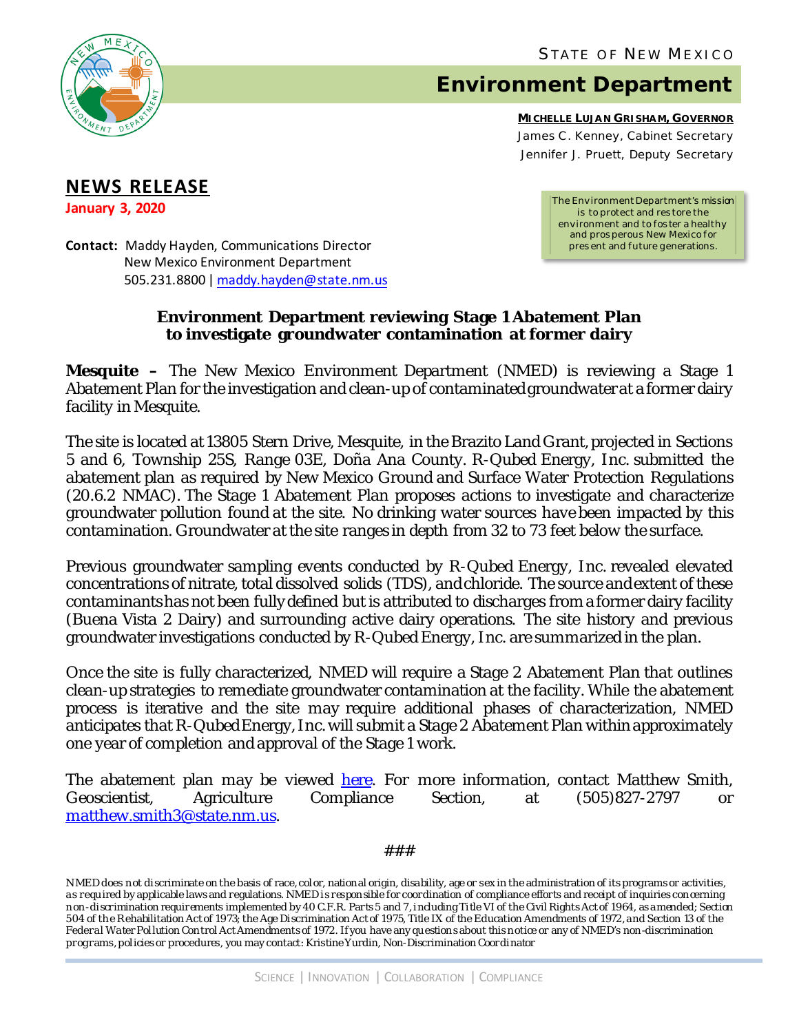STATE OF NEW MEXICO

# Environment Department

**MICHELLE LUJAN GRISHAM, GOVERNOR**
James C. Kenney, Cabinet Secretary
Jennifer J. Pruett, Deputy Secretary

The Environment Department's mission is to protect and restore the environment and to foster a healthy and prosperous New Mexico for present and future generations.

## NEWS RELEASE

**January 3, 2020**

**Contact:** Maddy Hayden, Communications Director
New Mexico Environment Department
505.231.8800 | [maddy.hayden@state.nm.us](mailto:maddy.hayden@state.nm.us)

### Environment Department reviewing Stage 1 Abatement Plan to investigate groundwater contamination at former dairy

**Mesquite –** The New Mexico Environment Department (NMED) is reviewing a Stage 1 Abatement Plan for the investigation and clean-up of contaminated groundwater at a former dairy facility in Mesquite.

The site is located at 13805 Stern Drive, Mesquite, in the Brazito Land Grant, projected in Sections 5 and 6, Township 25S, Range 03E, Doña Ana County. R-Qubed Energy, Inc. submitted the abatement plan as required by New Mexico Ground and Surface Water Protection Regulations (20.6.2 NMAC). The Stage 1 Abatement Plan proposes actions to investigate and characterize groundwater pollution found at the site. No drinking water sources have been impacted by this contamination. Groundwater at the site ranges in depth from 32 to 73 feet below the surface.

Previous groundwater sampling events conducted by R-Qubed Energy, Inc. revealed elevated concentrations of nitrate, total dissolved solids (TDS), and chloride. The source and extent of these contaminants has not been fully defined but is attributed to discharges from a former dairy facility (Buena Vista 2 Dairy) and surrounding active dairy operations. The site history and previous groundwater investigations conducted by R-Qubed Energy, Inc. are summarized in the plan.

Once the site is fully characterized, NMED will require a Stage 2 Abatement Plan that outlines clean-up strategies to remediate groundwater contamination at the facility. While the abatement process is iterative and the site may require additional phases of characterization, NMED anticipates that R-Qubed Energy, Inc. will submit a Stage 2 Abatement Plan within approximately one year of completion and approval of the Stage 1 work.

The abatement plan may be viewed here. For more information, contact Matthew Smith, Geoscientist, Agriculture Compliance Section, at (505)827-2797 or [matthew.smith3@state.nm.us](mailto:matthew.smith3@state.nm.us).

###

*NMED does not discriminate on the basis of race, color, national origin, disability, age or sex in the administration of its programs or activities, as required by applicable laws and regulations. NMED is responsible for coordination of compliance efforts and receipt of inquiries concerning non-discrimination requirements implemented by 40 C.F.R. Parts 5 and 7, including Title VI of the Civil Rights Act of 1964, as amended; Section 504 of the Rehabilitation Act of 1973; the Age Discrimination Act of 1975, Title IX of the Education Amendments of 1972, and Section 13 of the Federal Water Pollution Control Act Amendments of 1972. If you have any questions about this notice or any of NMED's non-discrimination programs, policies or procedures, you may contact: Kristine Yurdin, Non-Discrimination Coordinator*

SCIENCE | INNOVATION | COLLABORATION | COMPLIANCE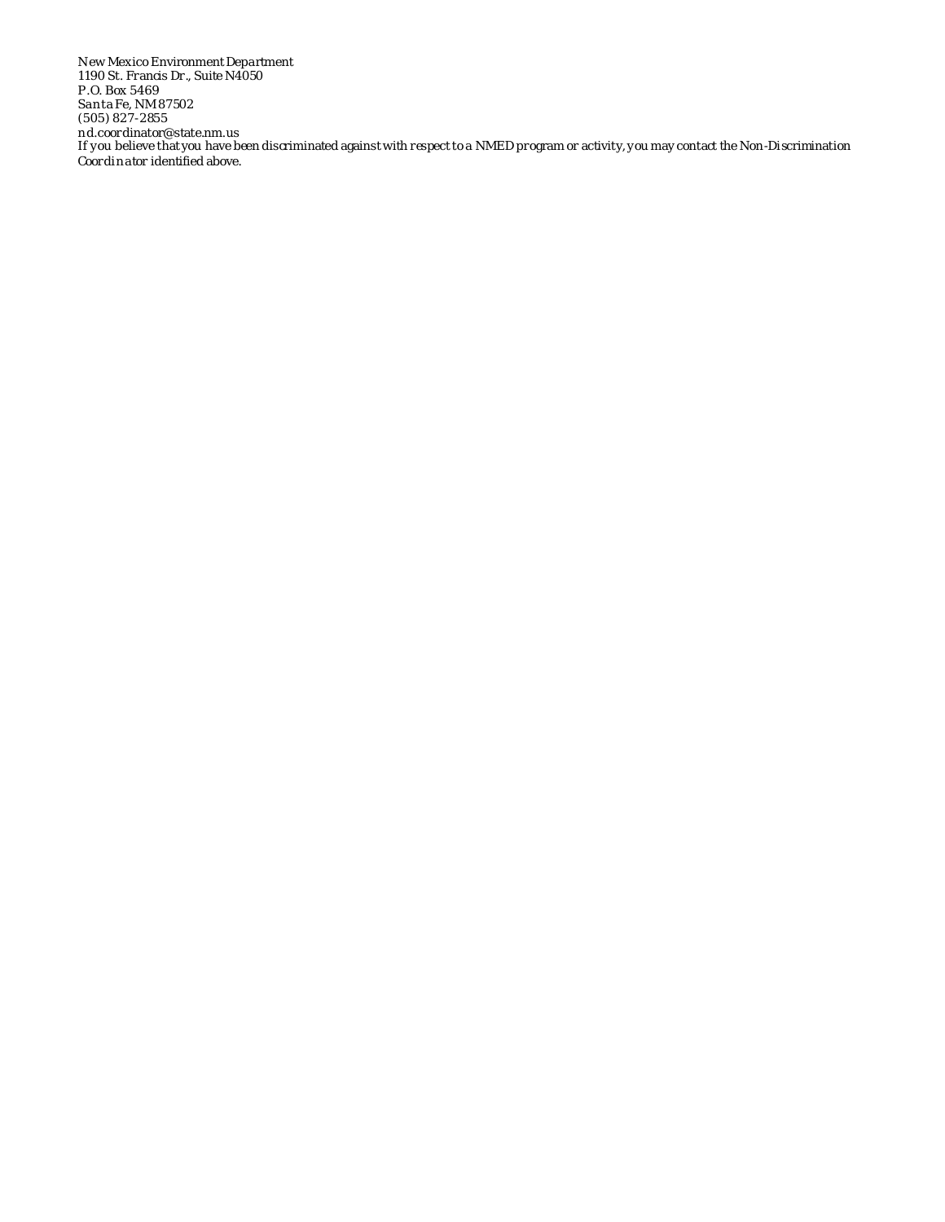*New Mexico Environment Department*
*1190 St. Francis Dr., Suite N4050*
*P.O. Box 5469*
*Santa Fe, NM 87502*
*(505) 827-2855*
*nd.coordinator@state.nm.us*
*If you believe that you have been discriminated against with respect to a NMED program or activity, you may contact the Non-Discrimination Coordinator identified above.*